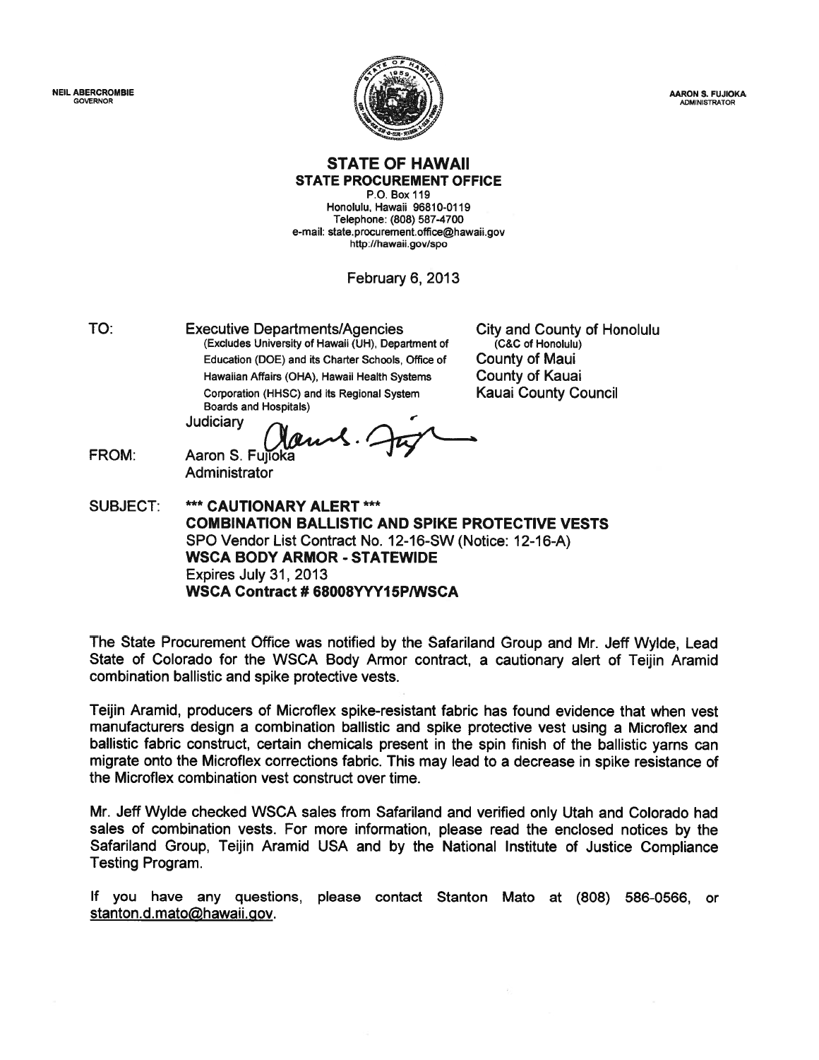NEIL ABERCROMBIE
GOVERNOR

AARON S. FUJIOKA
ADMINISTRATOR

# STATE OF HAWAII
## STATE PROCUREMENT OFFICE

P.O. Box 119
Honolulu, Hawaii 96810-0119
Telephone: (808) 587-4700
e-mail: state.procurement.office@hawaii.gov
http://hawaii.gov/spo

February 6, 2013

TO: Executive Departments/Agencies
(Excludes University of Hawaii (UH), Department of Education (DOE) and its Charter Schools, Office of Hawaiian Affairs (OHA), Hawaii Health Systems Corporation (HHSC) and its Regional System Boards and Hospitals)
Judiciary

City and County of Honolulu
(C&C of Honolulu)
County of Maui
County of Kauai
Kauai County Council

FROM: Aaron S. Fujioka
Administrator

SUBJECT: **\*\*\* CAUTIONARY ALERT \*\*\***
**COMBINATION BALLISTIC AND SPIKE PROTECTIVE VESTS**
SPO Vendor List Contract No. 12-16-SW (Notice: 12-16-A)
**WSCA BODY ARMOR - STATEWIDE**
Expires July 31, 2013
**WSCA Contract # 68008YYY15P/WSCA**

The State Procurement Office was notified by the Safariland Group and Mr. Jeff Wylde, Lead State of Colorado for the WSCA Body Armor contract, a cautionary alert of Teijin Aramid combination ballistic and spike protective vests.

Teijin Aramid, producers of Microflex spike-resistant fabric has found evidence that when vest manufacturers design a combination ballistic and spike protective vest using a Microflex and ballistic fabric construct, certain chemicals present in the spin finish of the ballistic yarns can migrate onto the Microflex corrections fabric. This may lead to a decrease in spike resistance of the Microflex combination vest construct over time.

Mr. Jeff Wylde checked WSCA sales from Safariland and verified only Utah and Colorado had sales of combination vests. For more information, please read the enclosed notices by the Safariland Group, Teijin Aramid USA and by the National Institute of Justice Compliance Testing Program.

If you have any questions, please contact Stanton Mato at (808) 586-0566, or stanton.d.mato@hawaii.gov.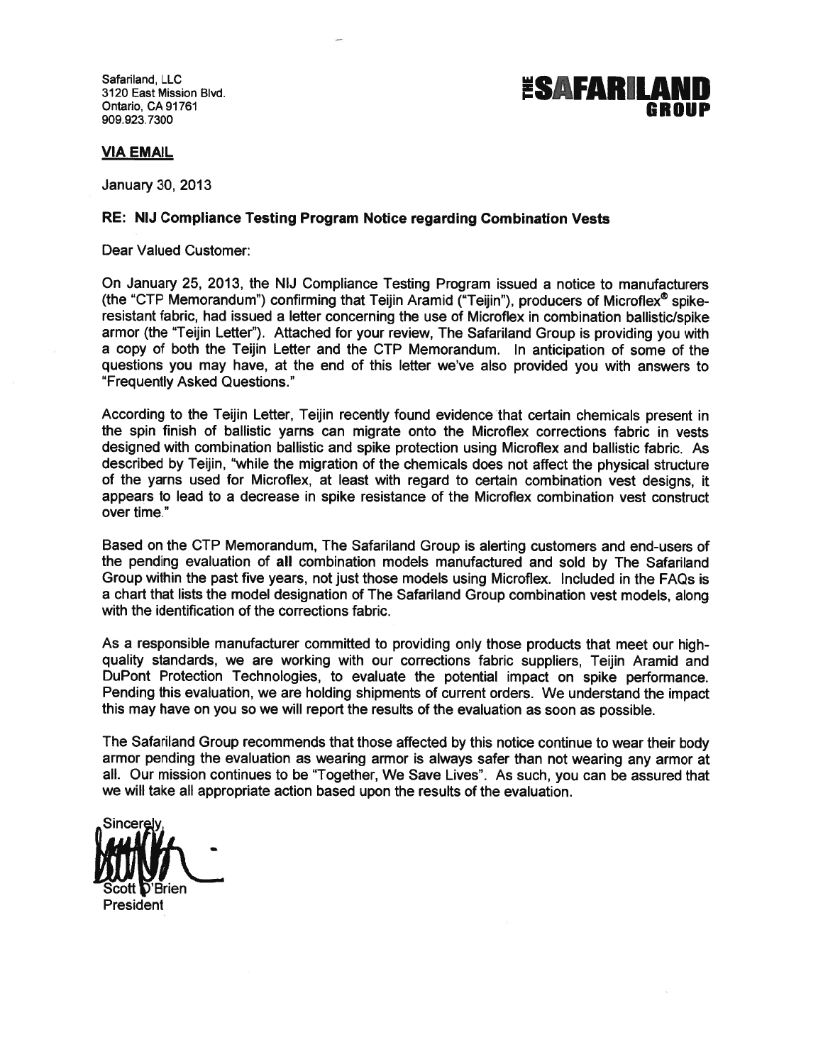Safariland, LLC
3120 East Mission Blvd.
Ontario, CA 91761
909.923.7300

THE SAFARILAND GROUP

**VIA EMAIL**

January 30, 2013

**RE: NIJ Compliance Testing Program Notice regarding Combination Vests**

Dear Valued Customer:

On January 25, 2013, the NIJ Compliance Testing Program issued a notice to manufacturers (the "CTP Memorandum") confirming that Teijin Aramid ("Teijin"), producers of Microflex® spike-resistant fabric, had issued a letter concerning the use of Microflex in combination ballistic/spike armor (the "Teijin Letter"). Attached for your review, The Safariland Group is providing you with a copy of both the Teijin Letter and the CTP Memorandum. In anticipation of some of the questions you may have, at the end of this letter we've also provided you with answers to "Frequently Asked Questions."

According to the Teijin Letter, Teijin recently found evidence that certain chemicals present in the spin finish of ballistic yarns can migrate onto the Microflex corrections fabric in vests designed with combination ballistic and spike protection using Microflex and ballistic fabric. As described by Teijin, "while the migration of the chemicals does not affect the physical structure of the yarns used for Microflex, at least with regard to certain combination vest designs, it appears to lead to a decrease in spike resistance of the Microflex combination vest construct over time."

Based on the CTP Memorandum, The Safariland Group is alerting customers and end-users of the pending evaluation of **all** combination models manufactured and sold by The Safariland Group within the past five years, not just those models using Microflex. Included in the FAQs is a chart that lists the model designation of The Safariland Group combination vest models, along with the identification of the corrections fabric.

As a responsible manufacturer committed to providing only those products that meet our high-quality standards, we are working with our corrections fabric suppliers, Teijin Aramid and DuPont Protection Technologies, to evaluate the potential impact on spike performance. Pending this evaluation, we are holding shipments of current orders. We understand the impact this may have on you so we will report the results of the evaluation as soon as possible.

The Safariland Group recommends that those affected by this notice continue to wear their body armor pending the evaluation as wearing armor is always safer than not wearing any armor at all. Our mission continues to be "Together, We Save Lives". As such, you can be assured that we will take all appropriate action based upon the results of the evaluation.

Sincerely,

Scott O'Brien
President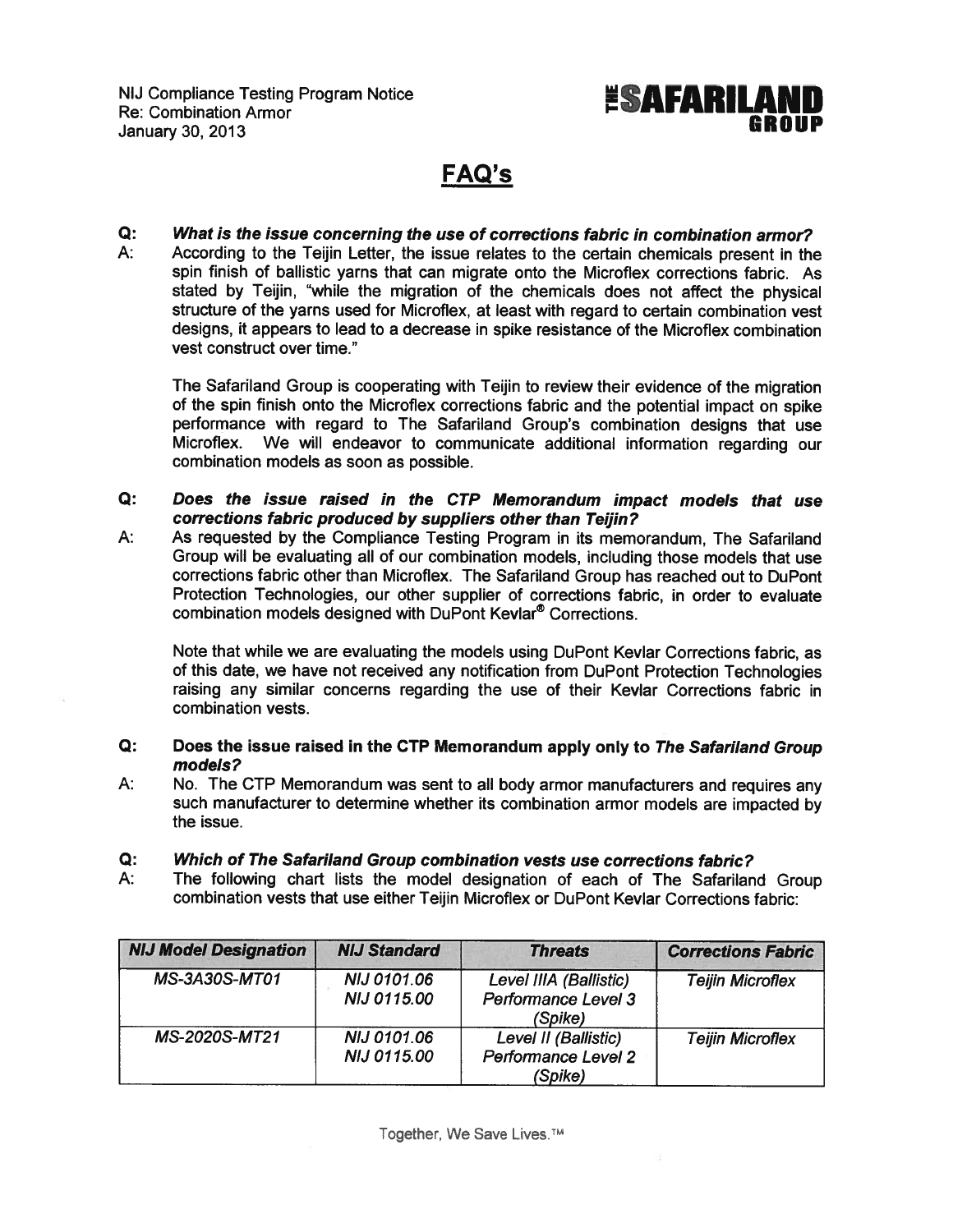NIJ Compliance Testing Program Notice
Re: Combination Armor
January 30, 2013

THE SAFARILAND GROUP

# FAQ's

**Q:** ***What is the issue concerning the use of corrections fabric in combination armor?***

A: According to the Teijin Letter, the issue relates to the certain chemicals present in the spin finish of ballistic yarns that can migrate onto the Microflex corrections fabric. As stated by Teijin, "while the migration of the chemicals does not affect the physical structure of the yarns used for Microflex, at least with regard to certain combination vest designs, it appears to lead to a decrease in spike resistance of the Microflex combination vest construct over time."

The Safariland Group is cooperating with Teijin to review their evidence of the migration of the spin finish onto the Microflex corrections fabric and the potential impact on spike performance with regard to The Safariland Group's combination designs that use Microflex. We will endeavor to communicate additional information regarding our combination models as soon as possible.

**Q:** ***Does the issue raised in the CTP Memorandum impact models that use corrections fabric produced by suppliers other than Teijin?***

A: As requested by the Compliance Testing Program in its memorandum, The Safariland Group will be evaluating all of our combination models, including those models that use corrections fabric other than Microflex. The Safariland Group has reached out to DuPont Protection Technologies, our other supplier of corrections fabric, in order to evaluate combination models designed with DuPont Kevlar® Corrections.

Note that while we are evaluating the models using DuPont Kevlar Corrections fabric, as of this date, we have not received any notification from DuPont Protection Technologies raising any similar concerns regarding the use of their Kevlar Corrections fabric in combination vests.

**Q:** **Does the issue raised in the CTP Memorandum apply only to *The Safariland Group* models?**

A: No. The CTP Memorandum was sent to all body armor manufacturers and requires any such manufacturer to determine whether its combination armor models are impacted by the issue.

**Q:** ***Which of The Safariland Group combination vests use corrections fabric?***

A: The following chart lists the model designation of each of The Safariland Group combination vests that use either Teijin Microflex or DuPont Kevlar Corrections fabric:

| NIJ Model Designation | NIJ Standard | Threats | Corrections Fabric |
|---|---|---|---|
| MS-3A30S-MT01 | NIJ 0101.06<br>NIJ 0115.00 | Level IIIA (Ballistic)<br>Performance Level 3 (Spike) | Teijin Microflex |
| MS-2020S-MT21 | NIJ 0101.06<br>NIJ 0115.00 | Level II (Ballistic)<br>Performance Level 2 (Spike) | Teijin Microflex |

Together, We Save Lives.™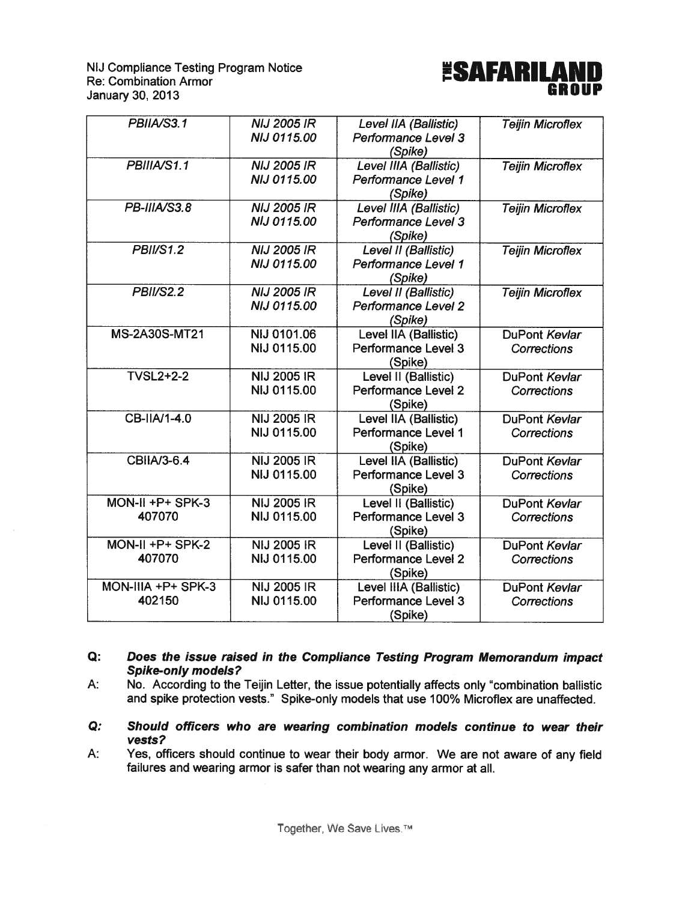| PBIIA/S3.1 | NIJ 2005 IR NIJ 0115.00 | Level IIA (Ballistic) Performance Level 3 (Spike) | Teijin Microflex |
|---|---|---|---|
| PBIIIA/S1.1 | NIJ 2005 IR NIJ 0115.00 | Level IIIA (Ballistic) Performance Level 1 (Spike) | Teijin Microflex |
| PB-IIIA/S3.8 | NIJ 2005 IR NIJ 0115.00 | Level IIIA (Ballistic) Performance Level 3 (Spike) | Teijin Microflex |
| PBII/S1.2 | NIJ 2005 IR NIJ 0115.00 | Level II (Ballistic) Performance Level 1 (Spike) | Teijin Microflex |
| PBII/S2.2 | NIJ 2005 IR NIJ 0115.00 | Level II (Ballistic) Performance Level 2 (Spike) | Teijin Microflex |
| MS-2A30S-MT21 | NIJ 0101.06 NIJ 0115.00 | Level IIA (Ballistic) Performance Level 3 (Spike) | DuPont *Kevlar* Corrections |
| TVSL2+2-2 | NIJ 2005 IR NIJ 0115.00 | Level II (Ballistic) Performance Level 2 (Spike) | DuPont *Kevlar* Corrections |
| CB-IIA/1-4.0 | NIJ 2005 IR NIJ 0115.00 | Level IIA (Ballistic) Performance Level 1 (Spike) | DuPont *Kevlar* Corrections |
| CBIIA/3-6.4 | NIJ 2005 IR NIJ 0115.00 | Level IIA (Ballistic) Performance Level 3 (Spike) | DuPont *Kevlar* Corrections |
| MON-II +P+ SPK-3 407070 | NIJ 2005 IR NIJ 0115.00 | Level II (Ballistic) Performance Level 3 (Spike) | DuPont *Kevlar* Corrections |
| MON-II +P+ SPK-2 407070 | NIJ 2005 IR NIJ 0115.00 | Level II (Ballistic) Performance Level 2 (Spike) | DuPont *Kevlar* Corrections |
| MON-IIIA +P+ SPK-3 402150 | NIJ 2005 IR NIJ 0115.00 | Level IIIA (Ballistic) Performance Level 3 (Spike) | DuPont *Kevlar* Corrections |

**Q: *Does the issue raised in the Compliance Testing Program Memorandum impact Spike-only models?***

A: No. According to the Teijin Letter, the issue potentially affects only "combination ballistic and spike protection vests." Spike-only models that use 100% Microflex are unaffected.

***Q: Should officers who are wearing combination models continue to wear their vests?***

A: Yes, officers should continue to wear their body armor. We are not aware of any field failures and wearing armor is safer than not wearing any armor at all.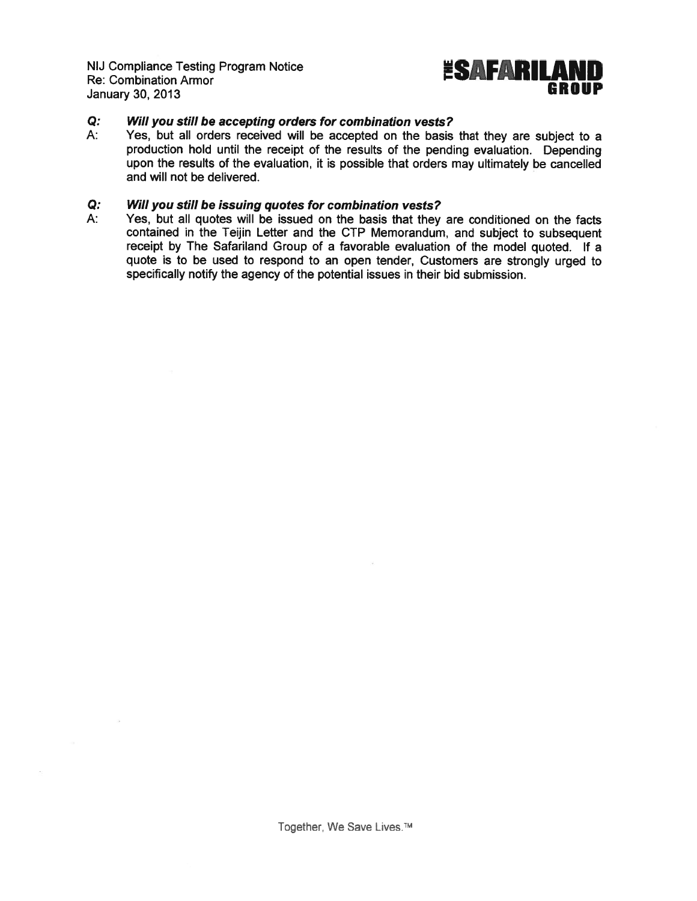**Q: *Will you still be accepting orders for combination vests?***

A: Yes, but all orders received will be accepted on the basis that they are subject to a production hold until the receipt of the results of the pending evaluation. Depending upon the results of the evaluation, it is possible that orders may ultimately be cancelled and will not be delivered.

**Q: *Will you still be issuing quotes for combination vests?***

A: Yes, but all quotes will be issued on the basis that they are conditioned on the facts contained in the Teijin Letter and the CTP Memorandum, and subject to subsequent receipt by The Safariland Group of a favorable evaluation of the model quoted. If a quote is to be used to respond to an open tender, Customers are strongly urged to specifically notify the agency of the potential issues in their bid submission.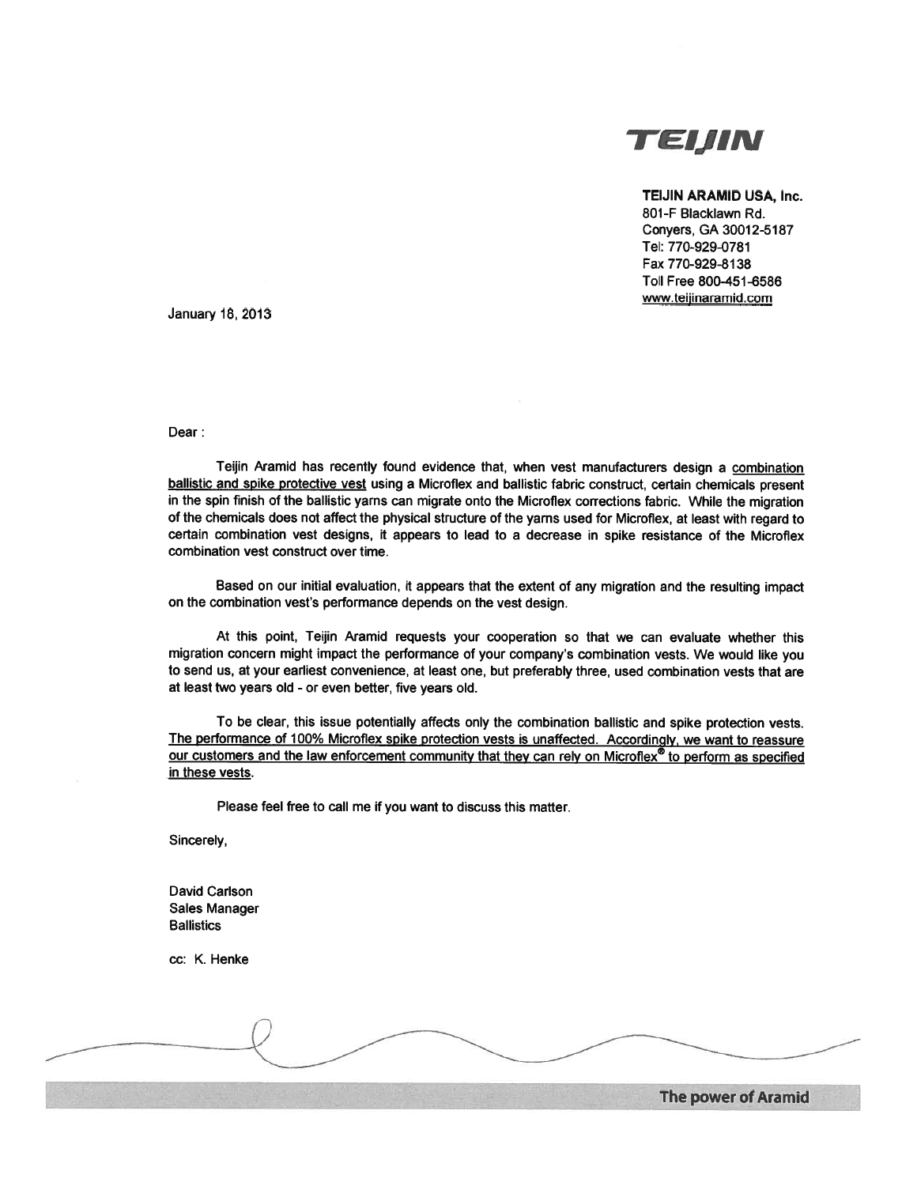# TEIJIN

**TEIJIN ARAMID USA, Inc.**
801-F Blacklawn Rd.
Conyers, GA 30012-5187
Tel: 770-929-0781
Fax 770-929-8138
Toll Free 800-451-6586
www.teijinaramid.com

January 18, 2013

Dear :

Teijin Aramid has recently found evidence that, when vest manufacturers design a combination ballistic and spike protective vest using a Microflex and ballistic fabric construct, certain chemicals present in the spin finish of the ballistic yarns can migrate onto the Microflex corrections fabric. While the migration of the chemicals does not affect the physical structure of the yarns used for Microflex, at least with regard to certain combination vest designs, it appears to lead to a decrease in spike resistance of the Microflex combination vest construct over time.

Based on our initial evaluation, it appears that the extent of any migration and the resulting impact on the combination vest's performance depends on the vest design.

At this point, Teijin Aramid requests your cooperation so that we can evaluate whether this migration concern might impact the performance of your company's combination vests. We would like you to send us, at your earliest convenience, at least one, but preferably three, used combination vests that are at least two years old - or even better, five years old.

To be clear, this issue potentially affects only the combination ballistic and spike protection vests. The performance of 100% Microflex spike protection vests is unaffected. Accordingly, we want to reassure our customers and the law enforcement community that they can rely on Microflex® to perform as specified in these vests.

Please feel free to call me if you want to discuss this matter.

Sincerely,

David Carlson
Sales Manager
Ballistics

cc: K. Henke

The power of Aramid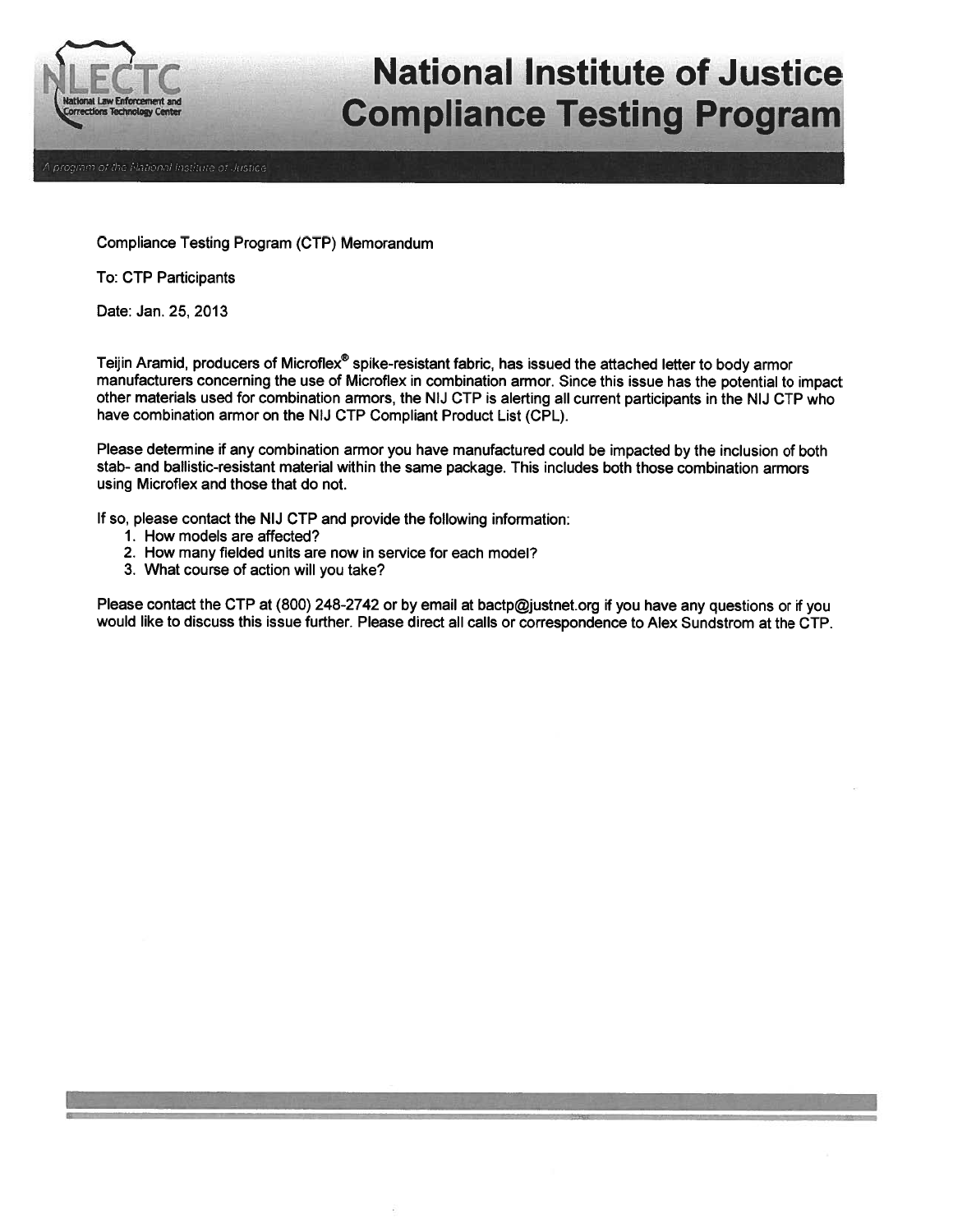# National Institute of Justice Compliance Testing Program

*A program of the National Institute of Justice*

Compliance Testing Program (CTP) Memorandum

To: CTP Participants

Date: Jan. 25, 2013

Teijin Aramid, producers of Microflex® spike-resistant fabric, has issued the attached letter to body armor manufacturers concerning the use of Microflex in combination armor. Since this issue has the potential to impact other materials used for combination armors, the NIJ CTP is alerting all current participants in the NIJ CTP who have combination armor on the NIJ CTP Compliant Product List (CPL).

Please determine if any combination armor you have manufactured could be impacted by the inclusion of both stab- and ballistic-resistant material within the same package. This includes both those combination armors using Microflex and those that do not.

If so, please contact the NIJ CTP and provide the following information:

1. How models are affected?
2. How many fielded units are now in service for each model?
3. What course of action will you take?

Please contact the CTP at (800) 248-2742 or by email at bactp@justnet.org if you have any questions or if you would like to discuss this issue further. Please direct all calls or correspondence to Alex Sundstrom at the CTP.